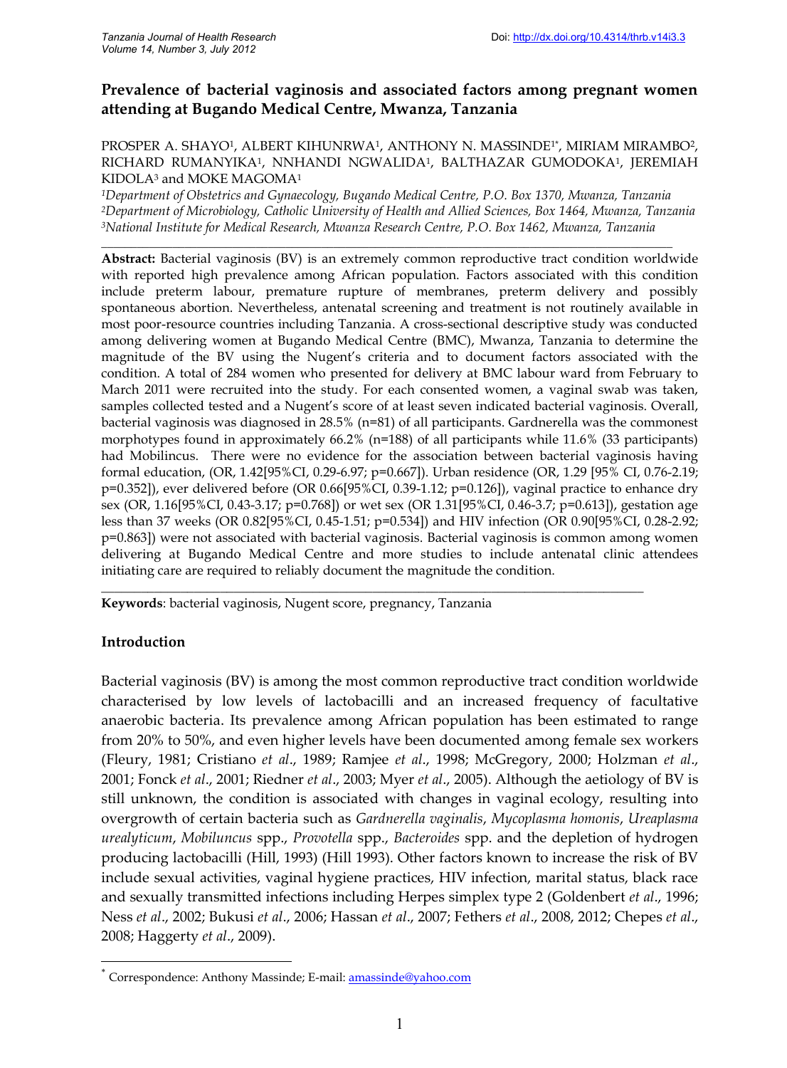# Prevalence of bacterial vaginosis and associated factors among pregnant women attending at Bugando Medical Centre, Mwanza, Tanzania

PROSPER A. SHAYO[1], ALBERT KIHUNRWA[1], ANTHONY N. MASSINDE[1*], MIRIAM MIRAMBO[2], RICHARD RUMANYIKA[1], NNHANDI NGWALIDA[1], BALTHAZAR GUMODOKA[1], JEREMIAH KIDOLA[3] and MOKE MAGOMA[1]

*[1]Department of Obstetrics and Gynaecology, Bugando Medical Centre, P.O. Box 1370, Mwanza, Tanzania*
*[2]Department of Microbiology, Catholic University of Health and Allied Sciences, Box 1464, Mwanza, Tanzania*
*[3]National Institute for Medical Research, Mwanza Research Centre, P.O. Box 1462, Mwanza, Tanzania*

---

**Abstract:** Bacterial vaginosis (BV) is an extremely common reproductive tract condition worldwide with reported high prevalence among African population. Factors associated with this condition include preterm labour, premature rupture of membranes, preterm delivery and possibly spontaneous abortion. Nevertheless, antenatal screening and treatment is not routinely available in most poor-resource countries including Tanzania. A cross-sectional descriptive study was conducted among delivering women at Bugando Medical Centre (BMC), Mwanza, Tanzania to determine the magnitude of the BV using the Nugent's criteria and to document factors associated with the condition. A total of 284 women who presented for delivery at BMC labour ward from February to March 2011 were recruited into the study. For each consented women, a vaginal swab was taken, samples collected tested and a Nugent's score of at least seven indicated bacterial vaginosis. Overall, bacterial vaginosis was diagnosed in 28.5% (n=81) of all participants. Gardnerella was the commonest morphotypes found in approximately 66.2% (n=188) of all participants while 11.6% (33 participants) had Mobilincus. There were no evidence for the association between bacterial vaginosis having formal education, (OR, 1.42[95%CI, 0.29-6.97; p=0.667]). Urban residence (OR, 1.29 [95% CI, 0.76-2.19; p=0.352]), ever delivered before (OR 0.66[95%CI, 0.39-1.12; p=0.126]), vaginal practice to enhance dry sex (OR, 1.16[95%CI, 0.43-3.17; p=0.768]) or wet sex (OR 1.31[95%CI, 0.46-3.7; p=0.613]), gestation age less than 37 weeks (OR 0.82[95%CI, 0.45-1.51; p=0.534]) and HIV infection (OR 0.90[95%CI, 0.28-2.92; p=0.863]) were not associated with bacterial vaginosis. Bacterial vaginosis is common among women delivering at Bugando Medical Centre and more studies to include antenatal clinic attendees initiating care are required to reliably document the magnitude the condition.

---

**Keywords**: bacterial vaginosis, Nugent score, pregnancy, Tanzania

## Introduction

Bacterial vaginosis (BV) is among the most common reproductive tract condition worldwide characterised by low levels of lactobacilli and an increased frequency of facultative anaerobic bacteria. Its prevalence among African population has been estimated to range from 20% to 50%, and even higher levels have been documented among female sex workers (Fleury, 1981; Cristiano *et al*., 1989; Ramjee *et al*., 1998; McGregory, 2000; Holzman *et al*., 2001; Fonck *et al*., 2001; Riedner *et al*., 2003; Myer *et al*., 2005). Although the aetiology of BV is still unknown, the condition is associated with changes in vaginal ecology, resulting into overgrowth of certain bacteria such as *Gardnerella vaginalis*, *Mycoplasma homonis*, *Ureaplasma urealyticum*, *Mobiluncus* spp., *Provotella* spp., *Bacteroides* spp. and the depletion of hydrogen producing lactobacilli (Hill, 1993) (Hill 1993). Other factors known to increase the risk of BV include sexual activities, vaginal hygiene practices, HIV infection, marital status, black race and sexually transmitted infections including Herpes simplex type 2 (Goldenbert *et al*., 1996; Ness *et al*., 2002; Bukusi *et al*., 2006; Hassan *et al*., 2007; Fethers *et al*., 2008, 2012; Chepes *et al*., 2008; Haggerty *et al*., 2009).

---

[*] Correspondence: Anthony Massinde; E-mail: amassinde@yahoo.com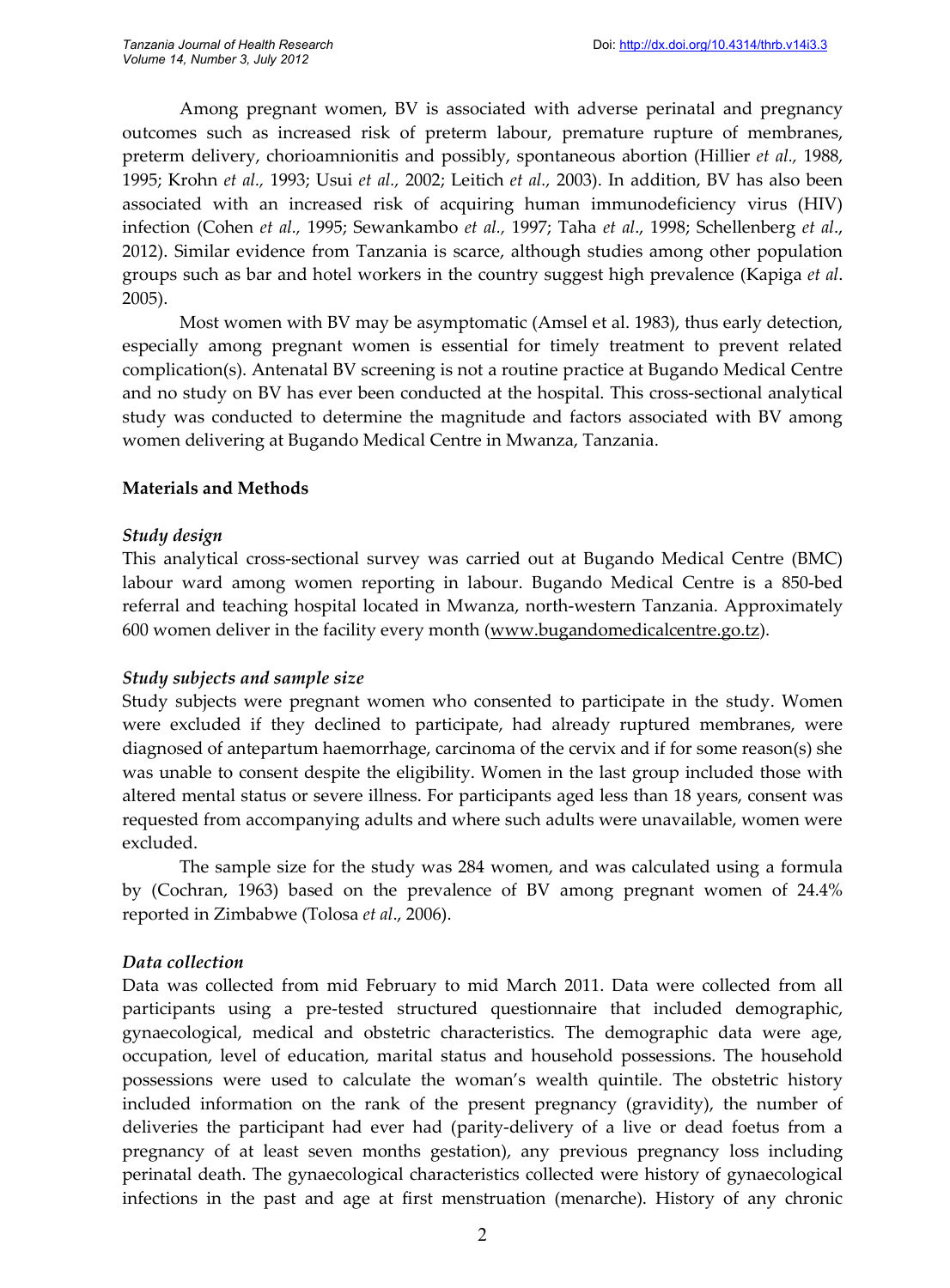Among pregnant women, BV is associated with adverse perinatal and pregnancy outcomes such as increased risk of preterm labour, premature rupture of membranes, preterm delivery, chorioamnionitis and possibly, spontaneous abortion (Hillier *et al.,* 1988, 1995; Krohn *et al.,* 1993; Usui *et al.,* 2002; Leitich *et al.,* 2003). In addition, BV has also been associated with an increased risk of acquiring human immunodeficiency virus (HIV) infection (Cohen *et al.,* 1995; Sewankambo *et al.,* 1997; Taha *et al*., 1998; Schellenberg *et al*., 2012). Similar evidence from Tanzania is scarce, although studies among other population groups such as bar and hotel workers in the country suggest high prevalence (Kapiga *et al*. 2005).

Most women with BV may be asymptomatic (Amsel et al. 1983), thus early detection, especially among pregnant women is essential for timely treatment to prevent related complication(s). Antenatal BV screening is not a routine practice at Bugando Medical Centre and no study on BV has ever been conducted at the hospital. This cross-sectional analytical study was conducted to determine the magnitude and factors associated with BV among women delivering at Bugando Medical Centre in Mwanza, Tanzania.

## Materials and Methods

### *Study design*

This analytical cross-sectional survey was carried out at Bugando Medical Centre (BMC) labour ward among women reporting in labour. Bugando Medical Centre is a 850-bed referral and teaching hospital located in Mwanza, north-western Tanzania. Approximately 600 women deliver in the facility every month (www.bugandomedicalcentre.go.tz).

### *Study subjects and sample size*

Study subjects were pregnant women who consented to participate in the study. Women were excluded if they declined to participate, had already ruptured membranes, were diagnosed of antepartum haemorrhage, carcinoma of the cervix and if for some reason(s) she was unable to consent despite the eligibility. Women in the last group included those with altered mental status or severe illness. For participants aged less than 18 years, consent was requested from accompanying adults and where such adults were unavailable, women were excluded.

The sample size for the study was 284 women, and was calculated using a formula by (Cochran, 1963) based on the prevalence of BV among pregnant women of 24.4% reported in Zimbabwe (Tolosa *et al*., 2006).

### *Data collection*

Data was collected from mid February to mid March 2011. Data were collected from all participants using a pre-tested structured questionnaire that included demographic, gynaecological, medical and obstetric characteristics. The demographic data were age, occupation, level of education, marital status and household possessions. The household possessions were used to calculate the woman's wealth quintile. The obstetric history included information on the rank of the present pregnancy (gravidity), the number of deliveries the participant had ever had (parity-delivery of a live or dead foetus from a pregnancy of at least seven months gestation), any previous pregnancy loss including perinatal death. The gynaecological characteristics collected were history of gynaecological infections in the past and age at first menstruation (menarche). History of any chronic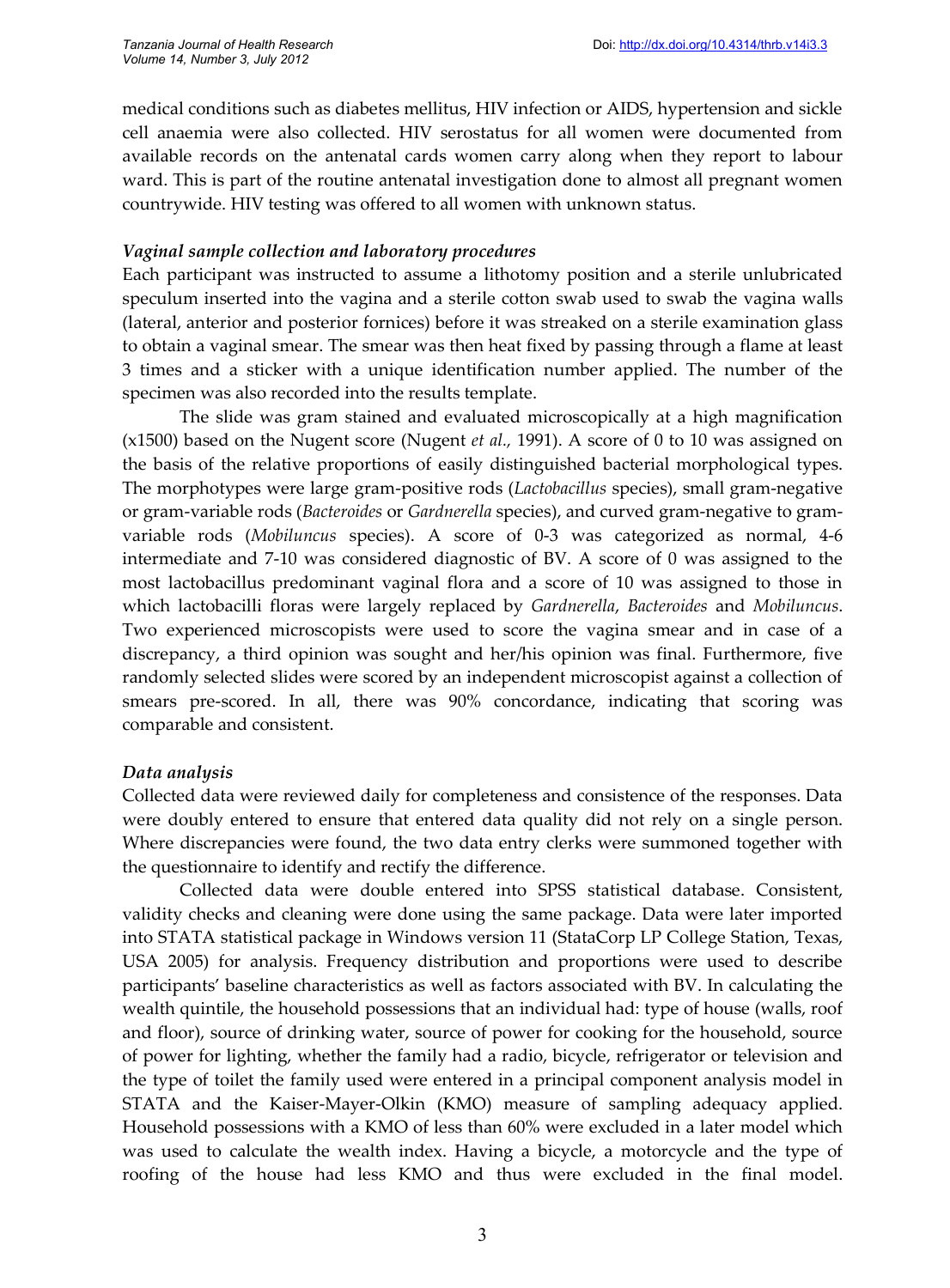medical conditions such as diabetes mellitus, HIV infection or AIDS, hypertension and sickle cell anaemia were also collected. HIV serostatus for all women were documented from available records on the antenatal cards women carry along when they report to labour ward. This is part of the routine antenatal investigation done to almost all pregnant women countrywide. HIV testing was offered to all women with unknown status.

### *Vaginal sample collection and laboratory procedures*

Each participant was instructed to assume a lithotomy position and a sterile unlubricated speculum inserted into the vagina and a sterile cotton swab used to swab the vagina walls (lateral, anterior and posterior fornices) before it was streaked on a sterile examination glass to obtain a vaginal smear. The smear was then heat fixed by passing through a flame at least 3 times and a sticker with a unique identification number applied. The number of the specimen was also recorded into the results template.

The slide was gram stained and evaluated microscopically at a high magnification (x1500) based on the Nugent score (Nugent *et al.,* 1991). A score of 0 to 10 was assigned on the basis of the relative proportions of easily distinguished bacterial morphological types. The morphotypes were large gram-positive rods (*Lactobacillus* species), small gram-negative or gram-variable rods (*Bacteroides* or *Gardnerella* species), and curved gram-negative to gram-variable rods (*Mobiluncus* species). A score of 0-3 was categorized as normal, 4-6 intermediate and 7-10 was considered diagnostic of BV. A score of 0 was assigned to the most lactobacillus predominant vaginal flora and a score of 10 was assigned to those in which lactobacilli floras were largely replaced by *Gardnerella*, *Bacteroides* and *Mobiluncus*. Two experienced microscopists were used to score the vagina smear and in case of a discrepancy, a third opinion was sought and her/his opinion was final. Furthermore, five randomly selected slides were scored by an independent microscopist against a collection of smears pre-scored. In all, there was 90% concordance, indicating that scoring was comparable and consistent.

### *Data analysis*

Collected data were reviewed daily for completeness and consistence of the responses. Data were doubly entered to ensure that entered data quality did not rely on a single person. Where discrepancies were found, the two data entry clerks were summoned together with the questionnaire to identify and rectify the difference.

Collected data were double entered into SPSS statistical database. Consistent, validity checks and cleaning were done using the same package. Data were later imported into STATA statistical package in Windows version 11 (StataCorp LP College Station, Texas, USA 2005) for analysis. Frequency distribution and proportions were used to describe participants' baseline characteristics as well as factors associated with BV. In calculating the wealth quintile, the household possessions that an individual had: type of house (walls, roof and floor), source of drinking water, source of power for cooking for the household, source of power for lighting, whether the family had a radio, bicycle, refrigerator or television and the type of toilet the family used were entered in a principal component analysis model in STATA and the Kaiser-Mayer-Olkin (KMO) measure of sampling adequacy applied. Household possessions with a KMO of less than 60% were excluded in a later model which was used to calculate the wealth index. Having a bicycle, a motorcycle and the type of roofing of the house had less KMO and thus were excluded in the final model.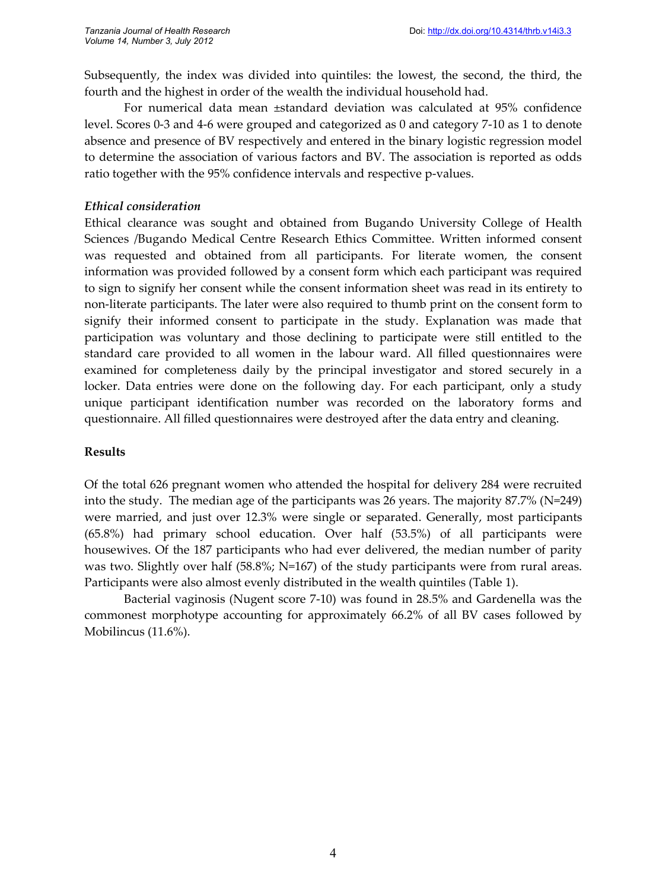Subsequently, the index was divided into quintiles: the lowest, the second, the third, the fourth and the highest in order of the wealth the individual household had.

For numerical data mean ±standard deviation was calculated at 95% confidence level. Scores 0-3 and 4-6 were grouped and categorized as 0 and category 7-10 as 1 to denote absence and presence of BV respectively and entered in the binary logistic regression model to determine the association of various factors and BV. The association is reported as odds ratio together with the 95% confidence intervals and respective p-values.

### *Ethical consideration*

Ethical clearance was sought and obtained from Bugando University College of Health Sciences /Bugando Medical Centre Research Ethics Committee. Written informed consent was requested and obtained from all participants. For literate women, the consent information was provided followed by a consent form which each participant was required to sign to signify her consent while the consent information sheet was read in its entirety to non-literate participants. The later were also required to thumb print on the consent form to signify their informed consent to participate in the study. Explanation was made that participation was voluntary and those declining to participate were still entitled to the standard care provided to all women in the labour ward. All filled questionnaires were examined for completeness daily by the principal investigator and stored securely in a locker. Data entries were done on the following day. For each participant, only a study unique participant identification number was recorded on the laboratory forms and questionnaire. All filled questionnaires were destroyed after the data entry and cleaning.

## **Results**

Of the total 626 pregnant women who attended the hospital for delivery 284 were recruited into the study. The median age of the participants was 26 years. The majority 87.7% (N=249) were married, and just over 12.3% were single or separated. Generally, most participants (65.8%) had primary school education. Over half (53.5%) of all participants were housewives. Of the 187 participants who had ever delivered, the median number of parity was two. Slightly over half (58.8%; N=167) of the study participants were from rural areas. Participants were also almost evenly distributed in the wealth quintiles (Table 1).

Bacterial vaginosis (Nugent score 7-10) was found in 28.5% and Gardenella was the commonest morphotype accounting for approximately 66.2% of all BV cases followed by Mobilincus (11.6%).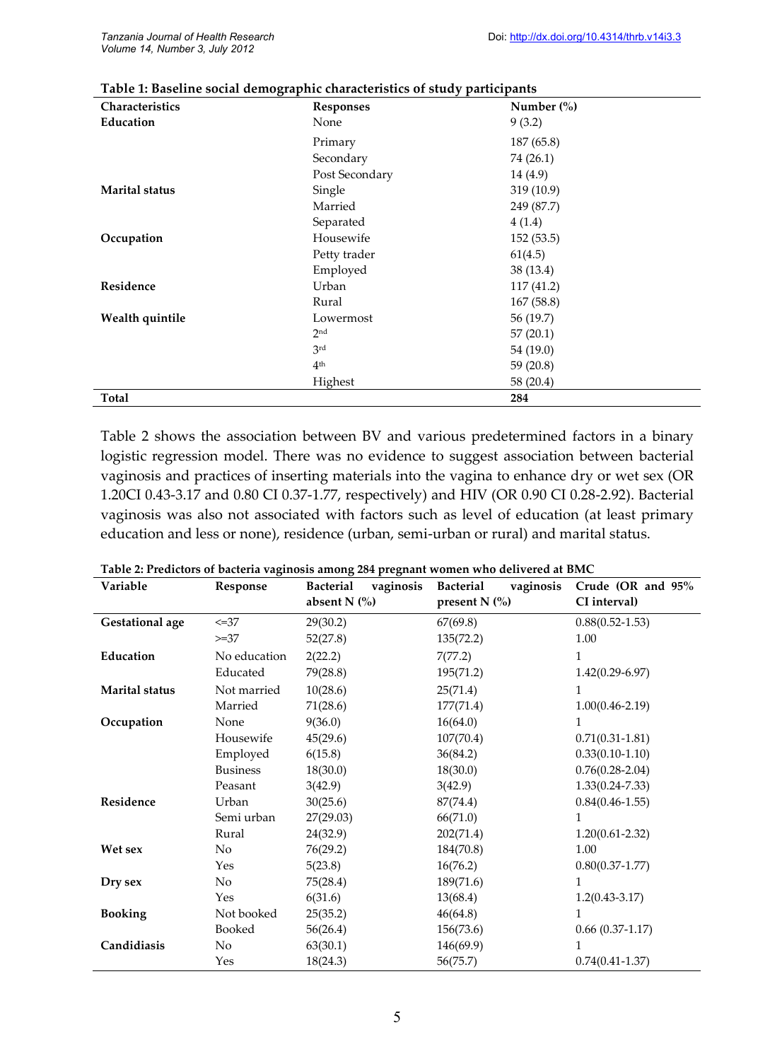**Table 1: Baseline social demographic characteristics of study participants**

| Characteristics | Responses | Number (%) |
|---|---|---|
| **Education** | None | 9 (3.2) |
| | Primary | 187 (65.8) |
| | Secondary | 74 (26.1) |
| | Post Secondary | 14 (4.9) |
| **Marital status** | Single | 319 (10.9) |
| | Married | 249 (87.7) |
| | Separated | 4 (1.4) |
| **Occupation** | Housewife | 152 (53.5) |
| | Petty trader | 61(4.5) |
| | Employed | 38 (13.4) |
| **Residence** | Urban | 117 (41.2) |
| | Rural | 167 (58.8) |
| **Wealth quintile** | Lowermost | 56 (19.7) |
| | 2nd | 57 (20.1) |
| | 3rd | 54 (19.0) |
| | 4th | 59 (20.8) |
| | Highest | 58 (20.4) |
| **Total** | | **284** |

Table 2 shows the association between BV and various predetermined factors in a binary logistic regression model. There was no evidence to suggest association between bacterial vaginosis and practices of inserting materials into the vagina to enhance dry or wet sex (OR 1.20CI 0.43-3.17 and 0.80 CI 0.37-1.77, respectively) and HIV (OR 0.90 CI 0.28-2.92). Bacterial vaginosis was also not associated with factors such as level of education (at least primary education and less or none), residence (urban, semi-urban or rural) and marital status.

**Table 2: Predictors of bacteria vaginosis among 284 pregnant women who delivered at BMC**

| Variable | Response | Bacterial vaginosis absent N (%) | Bacterial vaginosis present N (%) | Crude (OR and 95% CI interval) |
|---|---|---|---|---|
| **Gestational age** | <=37 | 29(30.2) | 67(69.8) | 0.88(0.52-1.53) |
| | >=37 | 52(27.8) | 135(72.2) | 1.00 |
| **Education** | No education | 2(22.2) | 7(77.2) | 1 |
| | Educated | 79(28.8) | 195(71.2) | 1.42(0.29-6.97) |
| **Marital status** | Not married | 10(28.6) | 25(71.4) | 1 |
| | Married | 71(28.6) | 177(71.4) | 1.00(0.46-2.19) |
| **Occupation** | None | 9(36.0) | 16(64.0) | 1 |
| | Housewife | 45(29.6) | 107(70.4) | 0.71(0.31-1.81) |
| | Employed | 6(15.8) | 36(84.2) | 0.33(0.10-1.10) |
| | Business | 18(30.0) | 18(30.0) | 0.76(0.28-2.04) |
| | Peasant | 3(42.9) | 3(42.9) | 1.33(0.24-7.33) |
| **Residence** | Urban | 30(25.6) | 87(74.4) | 0.84(0.46-1.55) |
| | Semi urban | 27(29.03) | 66(71.0) | 1 |
| | Rural | 24(32.9) | 202(71.4) | 1.20(0.61-2.32) |
| **Wet sex** | No | 76(29.2) | 184(70.8) | 1.00 |
| | Yes | 5(23.8) | 16(76.2) | 0.80(0.37-1.77) |
| **Dry sex** | No | 75(28.4) | 189(71.6) | 1 |
| | Yes | 6(31.6) | 13(68.4) | 1.2(0.43-3.17) |
| **Booking** | Not booked | 25(35.2) | 46(64.8) | 1 |
| | Booked | 56(26.4) | 156(73.6) | 0.66 (0.37-1.17) |
| **Candidiasis** | No | 63(30.1) | 146(69.9) | 1 |
| | Yes | 18(24.3) | 56(75.7) | 0.74(0.41-1.37) |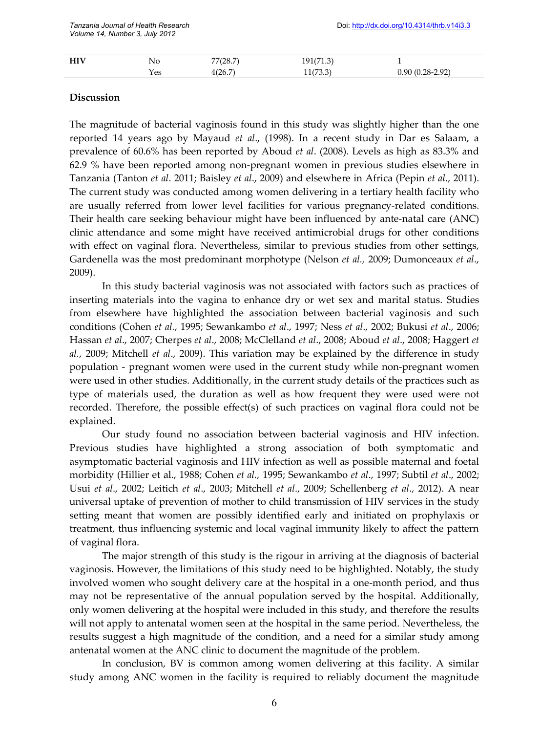| HIV | No | 77(28.7) | 191(71.3) | 1 |
|---|---|---|---|---|
| | Yes | 4(26.7) | 11(73.3) | 0.90 (0.28-2.92) |

## Discussion

The magnitude of bacterial vaginosis found in this study was slightly higher than the one reported 14 years ago by Mayaud *et al*., (1998). In a recent study in Dar es Salaam, a prevalence of 60.6% has been reported by Aboud *et al*. (2008). Levels as high as 83.3% and 62.9 % have been reported among non-pregnant women in previous studies elsewhere in Tanzania (Tanton *et al*. 2011; Baisley *et al*., 2009) and elsewhere in Africa (Pepin *et al*., 2011). The current study was conducted among women delivering in a tertiary health facility who are usually referred from lower level facilities for various pregnancy-related conditions. Their health care seeking behaviour might have been influenced by ante-natal care (ANC) clinic attendance and some might have received antimicrobial drugs for other conditions with effect on vaginal flora. Nevertheless, similar to previous studies from other settings, Gardenella was the most predominant morphotype (Nelson *et al.,* 2009; Dumonceaux *et al*., 2009).

In this study bacterial vaginosis was not associated with factors such as practices of inserting materials into the vagina to enhance dry or wet sex and marital status. Studies from elsewhere have highlighted the association between bacterial vaginosis and such conditions (Cohen *et al*., 1995; Sewankambo *et al*., 1997; Ness *et al*., 2002; Bukusi *et al*., 2006; Hassan *et al*., 2007; Cherpes *et al*., 2008; McClelland *et al*., 2008; Aboud *et al*., 2008; Haggert *et al.*, 2009; Mitchell *et al*., 2009). This variation may be explained by the difference in study population - pregnant women were used in the current study while non-pregnant women were used in other studies. Additionally, in the current study details of the practices such as type of materials used, the duration as well as how frequent they were used were not recorded. Therefore, the possible effect(s) of such practices on vaginal flora could not be explained.

Our study found no association between bacterial vaginosis and HIV infection. Previous studies have highlighted a strong association of both symptomatic and asymptomatic bacterial vaginosis and HIV infection as well as possible maternal and foetal morbidity (Hillier et al., 1988; Cohen *et al.,* 1995; Sewankambo *et al*., 1997; Subtil *et al*., 2002; Usui *et al*., 2002; Leitich *et al*., 2003; Mitchell *et al*., 2009; Schellenberg *et al*., 2012). A near universal uptake of prevention of mother to child transmission of HIV services in the study setting meant that women are possibly identified early and initiated on prophylaxis or treatment, thus influencing systemic and local vaginal immunity likely to affect the pattern of vaginal flora.

The major strength of this study is the rigour in arriving at the diagnosis of bacterial vaginosis. However, the limitations of this study need to be highlighted. Notably, the study involved women who sought delivery care at the hospital in a one-month period, and thus may not be representative of the annual population served by the hospital. Additionally, only women delivering at the hospital were included in this study, and therefore the results will not apply to antenatal women seen at the hospital in the same period. Nevertheless, the results suggest a high magnitude of the condition, and a need for a similar study among antenatal women at the ANC clinic to document the magnitude of the problem.

In conclusion, BV is common among women delivering at this facility. A similar study among ANC women in the facility is required to reliably document the magnitude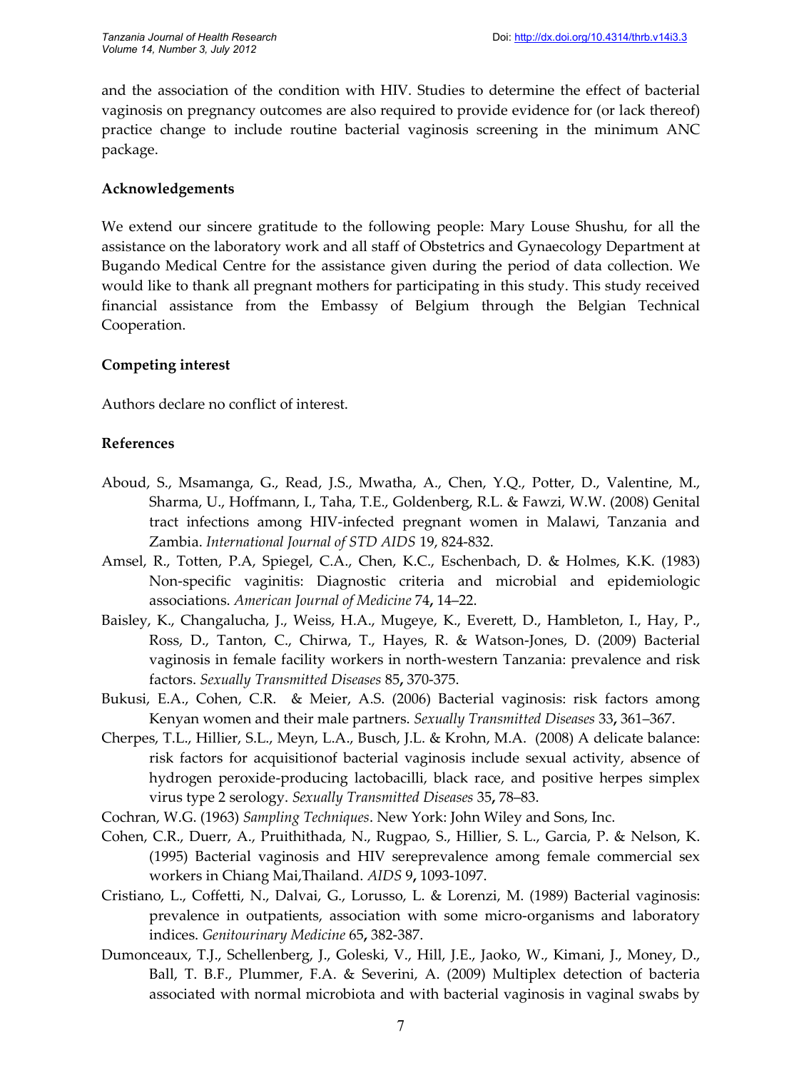and the association of the condition with HIV. Studies to determine the effect of bacterial vaginosis on pregnancy outcomes are also required to provide evidence for (or lack thereof) practice change to include routine bacterial vaginosis screening in the minimum ANC package.

### Acknowledgements

We extend our sincere gratitude to the following people: Mary Louse Shushu, for all the assistance on the laboratory work and all staff of Obstetrics and Gynaecology Department at Bugando Medical Centre for the assistance given during the period of data collection. We would like to thank all pregnant mothers for participating in this study. This study received financial assistance from the Embassy of Belgium through the Belgian Technical Cooperation.

### Competing interest

Authors declare no conflict of interest.

### References

Aboud, S., Msamanga, G., Read, J.S., Mwatha, A., Chen, Y.Q., Potter, D., Valentine, M., Sharma, U., Hoffmann, I., Taha, T.E., Goldenberg, R.L. & Fawzi, W.W. (2008) Genital tract infections among HIV-infected pregnant women in Malawi, Tanzania and Zambia. *International Journal of STD AIDS* 19, 824-832.

Amsel, R., Totten, P.A, Spiegel, C.A., Chen, K.C., Eschenbach, D. & Holmes, K.K. (1983) Non-specific vaginitis: Diagnostic criteria and microbial and epidemiologic associations. *American Journal of Medicine* 74**,** 14–22.

Baisley, K., Changalucha, J., Weiss, H.A., Mugeye, K., Everett, D., Hambleton, I., Hay, P., Ross, D., Tanton, C., Chirwa, T., Hayes, R. & Watson-Jones, D. (2009) Bacterial vaginosis in female facility workers in north-western Tanzania: prevalence and risk factors. *Sexually Transmitted Diseases* 85**,** 370-375.

Bukusi, E.A., Cohen, C.R. & Meier, A.S. (2006) Bacterial vaginosis: risk factors among Kenyan women and their male partners. *Sexually Transmitted Diseases* 33**,** 361–367.

Cherpes, T.L., Hillier, S.L., Meyn, L.A., Busch, J.L. & Krohn, M.A. (2008) A delicate balance: risk factors for acquisitionof bacterial vaginosis include sexual activity, absence of hydrogen peroxide-producing lactobacilli, black race, and positive herpes simplex virus type 2 serology. *Sexually Transmitted Diseases* 35**,** 78–83.

Cochran, W.G. (1963) *Sampling Techniques*. New York: John Wiley and Sons, Inc.

Cohen, C.R., Duerr, A., Pruithithada, N., Rugpao, S., Hillier, S. L., Garcia, P. & Nelson, K. (1995) Bacterial vaginosis and HIV sereprevalence among female commercial sex workers in Chiang Mai,Thailand. *AIDS* 9**,** 1093-1097.

Cristiano, L., Coffetti, N., Dalvai, G., Lorusso, L. & Lorenzi, M. (1989) Bacterial vaginosis: prevalence in outpatients, association with some micro-organisms and laboratory indices. *Genitourinary Medicine* 65**,** 382-387.

Dumonceaux, T.J., Schellenberg, J., Goleski, V., Hill, J.E., Jaoko, W., Kimani, J., Money, D., Ball, T. B.F., Plummer, F.A. & Severini, A. (2009) Multiplex detection of bacteria associated with normal microbiota and with bacterial vaginosis in vaginal swabs by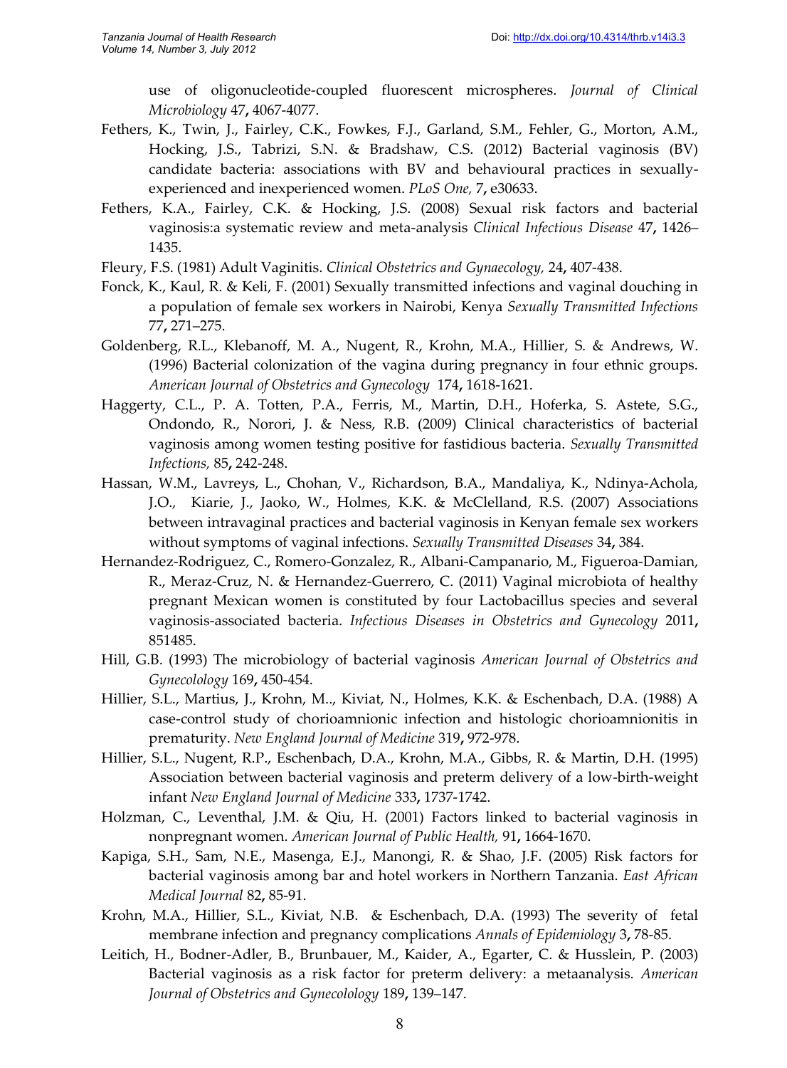use of oligonucleotide-coupled fluorescent microspheres. *Journal of Clinical Microbiology* 47**,** 4067-4077.

Fethers, K., Twin, J., Fairley, C.K., Fowkes, F.J., Garland, S.M., Fehler, G., Morton, A.M., Hocking, J.S., Tabrizi, S.N. & Bradshaw, C.S. (2012) Bacterial vaginosis (BV) candidate bacteria: associations with BV and behavioural practices in sexually-experienced and inexperienced women. *PLoS One,* 7**,** e30633.

Fethers, K.A., Fairley, C.K. & Hocking, J.S. (2008) Sexual risk factors and bacterial vaginosis:a systematic review and meta-analysis *Clinical Infectious Disease* 47**,** 1426–1435.

Fleury, F.S. (1981) Adult Vaginitis. *Clinical Obstetrics and Gynaecology,* 24**,** 407-438.

Fonck, K., Kaul, R. & Keli, F. (2001) Sexually transmitted infections and vaginal douching in a population of female sex workers in Nairobi, Kenya *Sexually Transmitted Infections* 77**,** 271–275.

Goldenberg, R.L., Klebanoff, M. A., Nugent, R., Krohn, M.A., Hillier, S. & Andrews, W. (1996) Bacterial colonization of the vagina during pregnancy in four ethnic groups. *American Journal of Obstetrics and Gynecology* 174**,** 1618-1621.

Haggerty, C.L., P. A. Totten, P.A., Ferris, M., Martin, D.H., Hoferka, S. Astete, S.G., Ondondo, R., Norori, J. & Ness, R.B. (2009) Clinical characteristics of bacterial vaginosis among women testing positive for fastidious bacteria. *Sexually Transmitted Infections,* 85**,** 242-248.

Hassan, W.M., Lavreys, L., Chohan, V., Richardson, B.A., Mandaliya, K., Ndinya-Achola, J.O., Kiarie, J., Jaoko, W., Holmes, K.K. & McClelland, R.S. (2007) Associations between intravaginal practices and bacterial vaginosis in Kenyan female sex workers without symptoms of vaginal infections. *Sexually Transmitted Diseases* 34**,** 384.

Hernandez-Rodriguez, C., Romero-Gonzalez, R., Albani-Campanario, M., Figueroa-Damian, R., Meraz-Cruz, N. & Hernandez-Guerrero, C. (2011) Vaginal microbiota of healthy pregnant Mexican women is constituted by four Lactobacillus species and several vaginosis-associated bacteria. *Infectious Diseases in Obstetrics and Gynecology* 2011**,** 851485.

Hill, G.B. (1993) The microbiology of bacterial vaginosis *American Journal of Obstetrics and Gynecolology* 169**,** 450-454.

Hillier, S.L., Martius, J., Krohn, M., Kiviat, N., Holmes, K.K. & Eschenbach, D.A. (1988) A case-control study of chorioamnionic infection and histologic chorioamnionitis in prematurity. *New England Journal of Medicine* 319**,** 972-978.

Hillier, S.L., Nugent, R.P., Eschenbach, D.A., Krohn, M.A., Gibbs, R. & Martin, D.H. (1995) Association between bacterial vaginosis and preterm delivery of a low-birth-weight infant *New England Journal of Medicine* 333**,** 1737-1742.

Holzman, C., Leventhal, J.M. & Qiu, H. (2001) Factors linked to bacterial vaginosis in nonpregnant women. *American Journal of Public Health,* 91**,** 1664-1670.

Kapiga, S.H., Sam, N.E., Masenga, E.J., Manongi, R. & Shao, J.F. (2005) Risk factors for bacterial vaginosis among bar and hotel workers in Northern Tanzania. *East African Medical Journal* 82**,** 85-91.

Krohn, M.A., Hillier, S.L., Kiviat, N.B. & Eschenbach, D.A. (1993) The severity of fetal membrane infection and pregnancy complications *Annals of Epidemiology* 3**,** 78-85.

Leitich, H., Bodner-Adler, B., Brunbauer, M., Kaider, A., Egarter, C. & Husslein, P. (2003) Bacterial vaginosis as a risk factor for preterm delivery: a metaanalysis. *American Journal of Obstetrics and Gynecolology* 189**,** 139–147.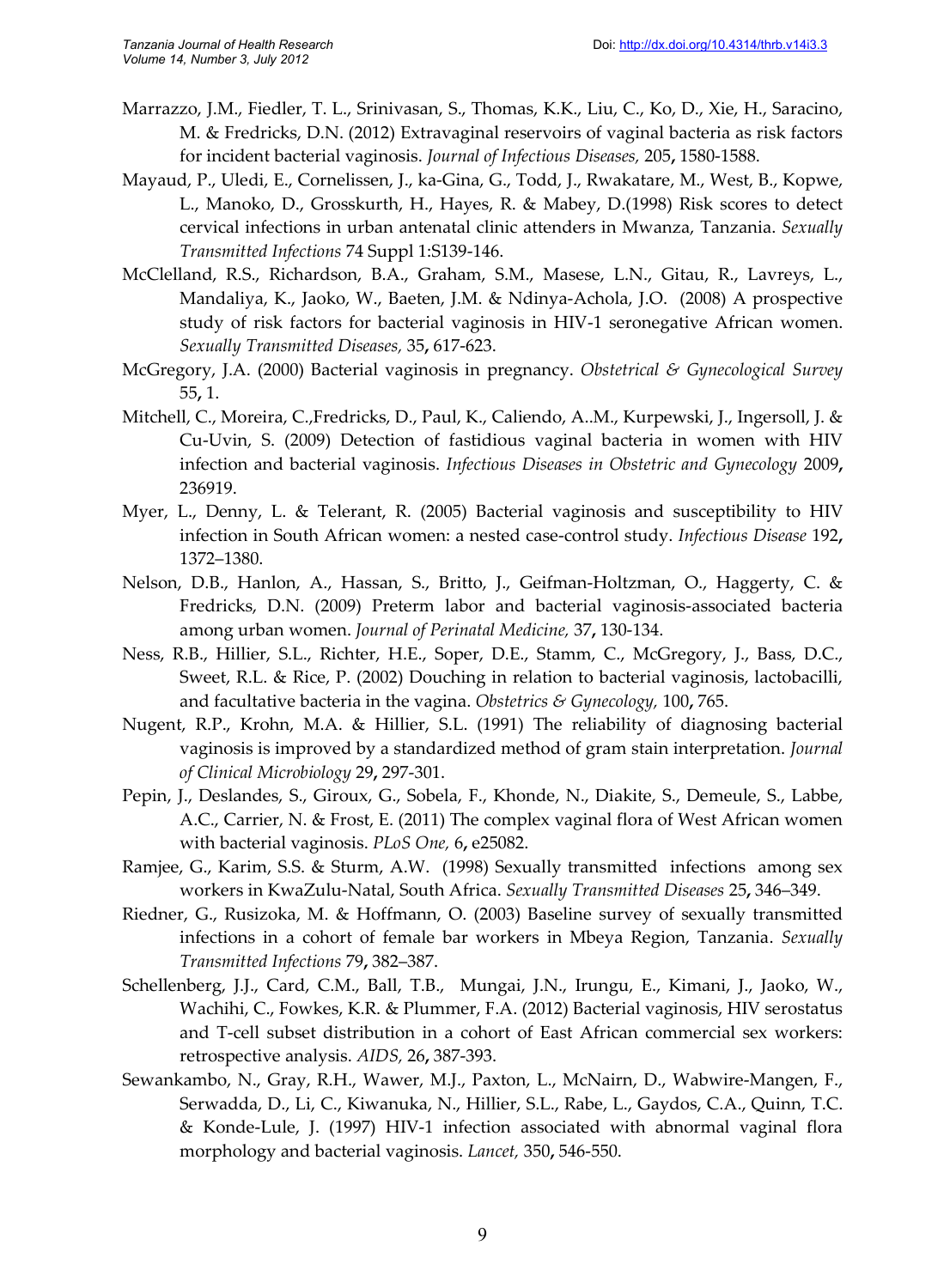Marrazzo, J.M., Fiedler, T. L., Srinivasan, S., Thomas, K.K., Liu, C., Ko, D., Xie, H., Saracino, M. & Fredricks, D.N. (2012) Extravaginal reservoirs of vaginal bacteria as risk factors for incident bacterial vaginosis. *Journal of Infectious Diseases,* 205**,** 1580-1588.

Mayaud, P., Uledi, E., Cornelissen, J., ka-Gina, G., Todd, J., Rwakatare, M., West, B., Kopwe, L., Manoko, D., Grosskurth, H., Hayes, R. & Mabey, D.(1998) Risk scores to detect cervical infections in urban antenatal clinic attenders in Mwanza, Tanzania. *Sexually Transmitted Infections* 74 Suppl 1:S139-146.

McClelland, R.S., Richardson, B.A., Graham, S.M., Masese, L.N., Gitau, R., Lavreys, L., Mandaliya, K., Jaoko, W., Baeten, J.M. & Ndinya-Achola, J.O. (2008) A prospective study of risk factors for bacterial vaginosis in HIV-1 seronegative African women. *Sexually Transmitted Diseases,* 35**,** 617-623.

McGregory, J.A. (2000) Bacterial vaginosis in pregnancy. *Obstetrical & Gynecological Survey* 55**,** 1.

Mitchell, C., Moreira, C.,Fredricks, D., Paul, K., Caliendo, A..M., Kurpewski, J., Ingersoll, J. & Cu-Uvin, S. (2009) Detection of fastidious vaginal bacteria in women with HIV infection and bacterial vaginosis. *Infectious Diseases in Obstetric and Gynecology* 2009**,** 236919.

Myer, L., Denny, L. & Telerant, R. (2005) Bacterial vaginosis and susceptibility to HIV infection in South African women: a nested case-control study. *Infectious Disease* 192**,** 1372–1380.

Nelson, D.B., Hanlon, A., Hassan, S., Britto, J., Geifman-Holtzman, O., Haggerty, C. & Fredricks, D.N. (2009) Preterm labor and bacterial vaginosis-associated bacteria among urban women. *Journal of Perinatal Medicine,* 37**,** 130-134.

Ness, R.B., Hillier, S.L., Richter, H.E., Soper, D.E., Stamm, C., McGregory, J., Bass, D.C., Sweet, R.L. & Rice, P. (2002) Douching in relation to bacterial vaginosis, lactobacilli, and facultative bacteria in the vagina. *Obstetrics & Gynecology,* 100**,** 765.

Nugent, R.P., Krohn, M.A. & Hillier, S.L. (1991) The reliability of diagnosing bacterial vaginosis is improved by a standardized method of gram stain interpretation. *Journal of Clinical Microbiology* 29**,** 297-301.

Pepin, J., Deslandes, S., Giroux, G., Sobela, F., Khonde, N., Diakite, S., Demeule, S., Labbe, A.C., Carrier, N. & Frost, E. (2011) The complex vaginal flora of West African women with bacterial vaginosis. *PLoS One,* 6**,** e25082.

Ramjee, G., Karim, S.S. & Sturm, A.W. (1998) Sexually transmitted infections among sex workers in KwaZulu-Natal, South Africa. *Sexually Transmitted Diseases* 25**,** 346–349.

Riedner, G., Rusizoka, M. & Hoffmann, O. (2003) Baseline survey of sexually transmitted infections in a cohort of female bar workers in Mbeya Region, Tanzania. *Sexually Transmitted Infections* 79**,** 382–387.

Schellenberg, J.J., Card, C.M., Ball, T.B., Mungai, J.N., Irungu, E., Kimani, J., Jaoko, W., Wachihi, C., Fowkes, K.R. & Plummer, F.A. (2012) Bacterial vaginosis, HIV serostatus and T-cell subset distribution in a cohort of East African commercial sex workers: retrospective analysis. *AIDS,* 26**,** 387-393.

Sewankambo, N., Gray, R.H., Wawer, M.J., Paxton, L., McNairn, D., Wabwire-Mangen, F., Serwadda, D., Li, C., Kiwanuka, N., Hillier, S.L., Rabe, L., Gaydos, C.A., Quinn, T.C. & Konde-Lule, J. (1997) HIV-1 infection associated with abnormal vaginal flora morphology and bacterial vaginosis. *Lancet,* 350**,** 546-550.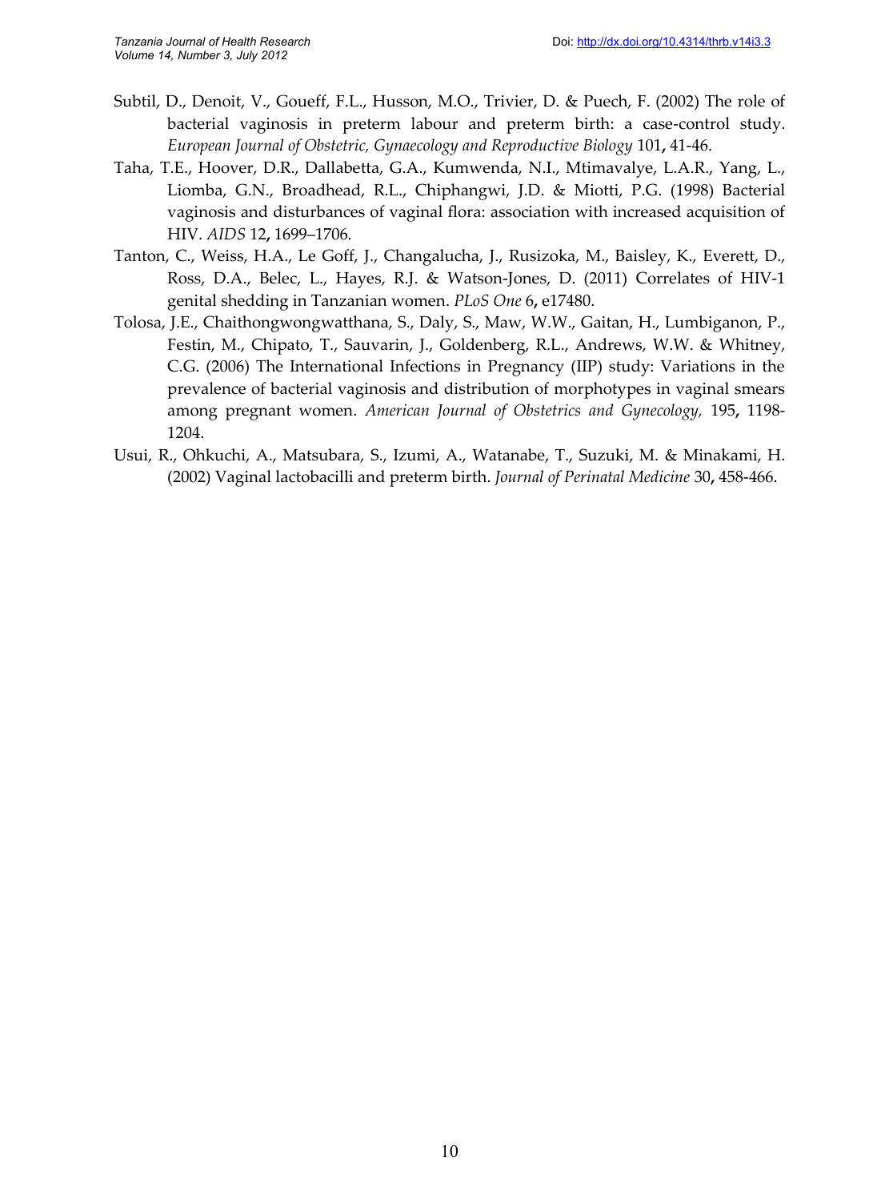Subtil, D., Denoit, V., Goueff, F.L., Husson, M.O., Trivier, D. & Puech, F. (2002) The role of bacterial vaginosis in preterm labour and preterm birth: a case-control study. *European Journal of Obstetric, Gynaecology and Reproductive Biology* 101**,** 41-46.

Taha, T.E., Hoover, D.R., Dallabetta, G.A., Kumwenda, N.I., Mtimavalye, L.A.R., Yang, L., Liomba, G.N., Broadhead, R.L., Chiphangwi, J.D. & Miotti, P.G. (1998) Bacterial vaginosis and disturbances of vaginal flora: association with increased acquisition of HIV. *AIDS* 12**,** 1699–1706.

Tanton, C., Weiss, H.A., Le Goff, J., Changalucha, J., Rusizoka, M., Baisley, K., Everett, D., Ross, D.A., Belec, L., Hayes, R.J. & Watson-Jones, D. (2011) Correlates of HIV-1 genital shedding in Tanzanian women. *PLoS One* 6**,** e17480.

Tolosa, J.E., Chaithongwongwatthana, S., Daly, S., Maw, W.W., Gaitan, H., Lumbiganon, P., Festin, M., Chipato, T., Sauvarin, J., Goldenberg, R.L., Andrews, W.W. & Whitney, C.G. (2006) The International Infections in Pregnancy (IIP) study: Variations in the prevalence of bacterial vaginosis and distribution of morphotypes in vaginal smears among pregnant women. *American Journal of Obstetrics and Gynecology,* 195**,** 1198-1204.

Usui, R., Ohkuchi, A., Matsubara, S., Izumi, A., Watanabe, T., Suzuki, M. & Minakami, H. (2002) Vaginal lactobacilli and preterm birth. *Journal of Perinatal Medicine* 30**,** 458-466.